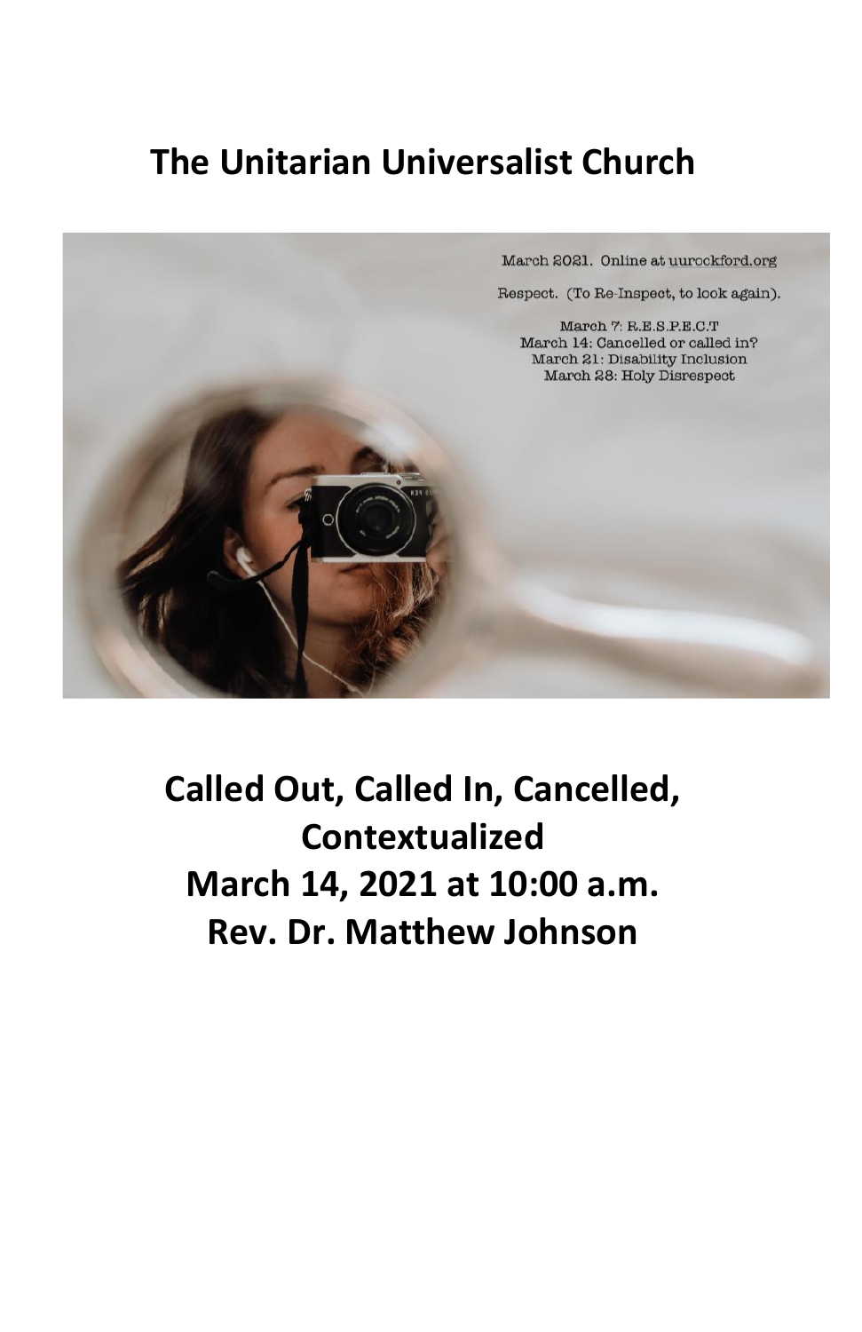# The Unitarian Universalist Church

March 2021. Online at uurockford.org

Respect. (To Re-Inspect, to look again).

March 7: R.E.S.P.E.C.T
March 14: Cancelled or called in?
March 21: Disability Inclusion
March 28: Holy Disrespect

## Called Out, Called In, Cancelled, Contextualized
## March 14, 2021 at 10:00 a.m.
## Rev. Dr. Matthew Johnson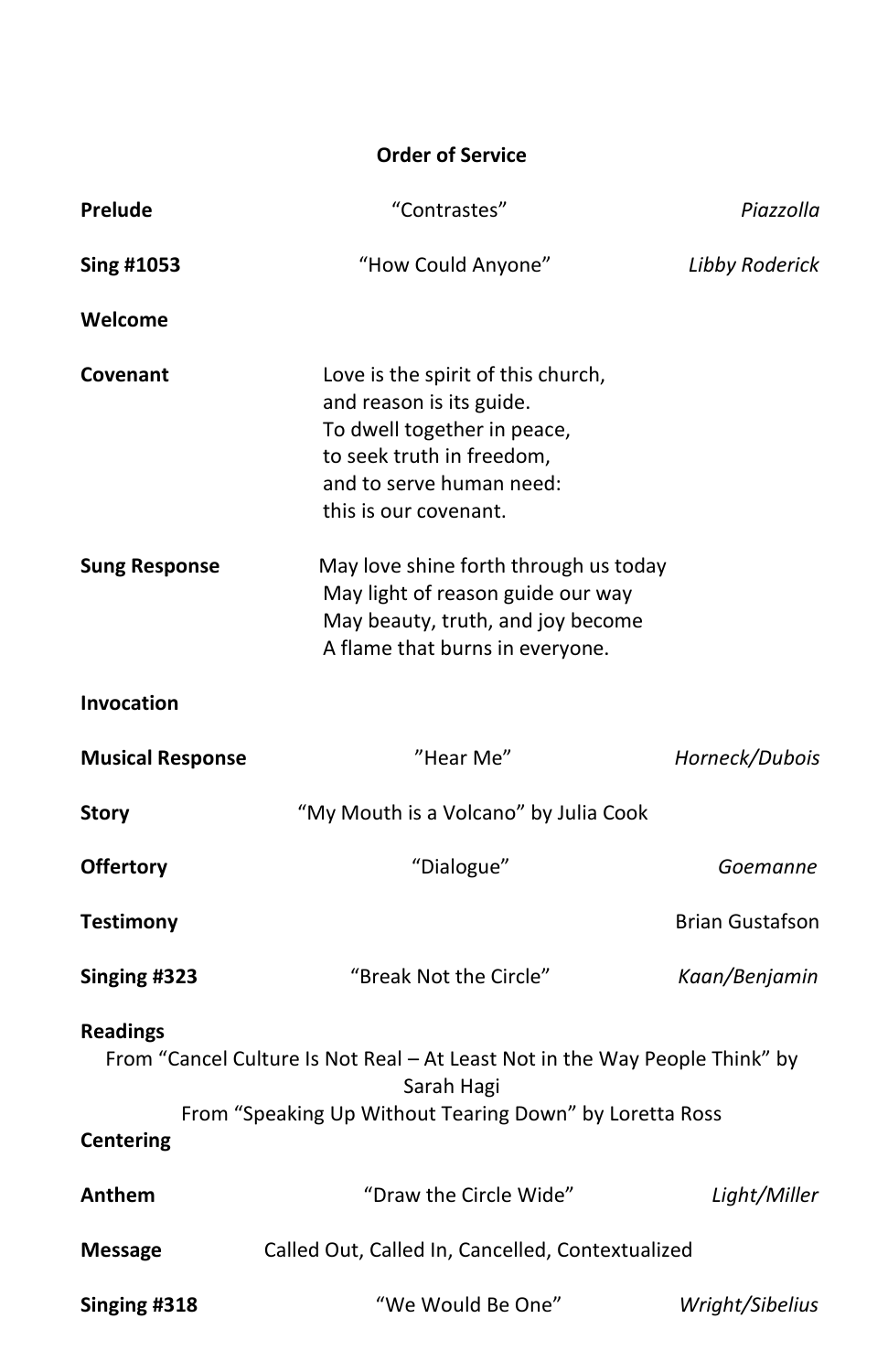## Order of Service

**Prelude** — "Contrastes" — *Piazzolla*

**Sing #1053** — "How Could Anyone" — *Libby Roderick*

**Welcome**

**Covenant**

Love is the spirit of this church,
and reason is its guide.
To dwell together in peace,
to seek truth in freedom,
and to serve human need:
this is our covenant.

**Sung Response**

May love shine forth through us today
May light of reason guide our way
May beauty, truth, and joy become
A flame that burns in everyone.

**Invocation**

**Musical Response** — "Hear Me" — *Horneck/Dubois*

**Story** — "My Mouth is a Volcano" by Julia Cook

**Offertory** — "Dialogue" — *Goemanne*

**Testimony** — Brian Gustafson

**Singing #323** — "Break Not the Circle" — *Kaan/Benjamin*

**Readings**

From "Cancel Culture Is Not Real – At Least Not in the Way People Think" by Sarah Hagi

From "Speaking Up Without Tearing Down" by Loretta Ross

**Centering**

**Anthem** — "Draw the Circle Wide" — *Light/Miller*

**Message** — Called Out, Called In, Cancelled, Contextualized

**Singing #318** — "We Would Be One" — *Wright/Sibelius*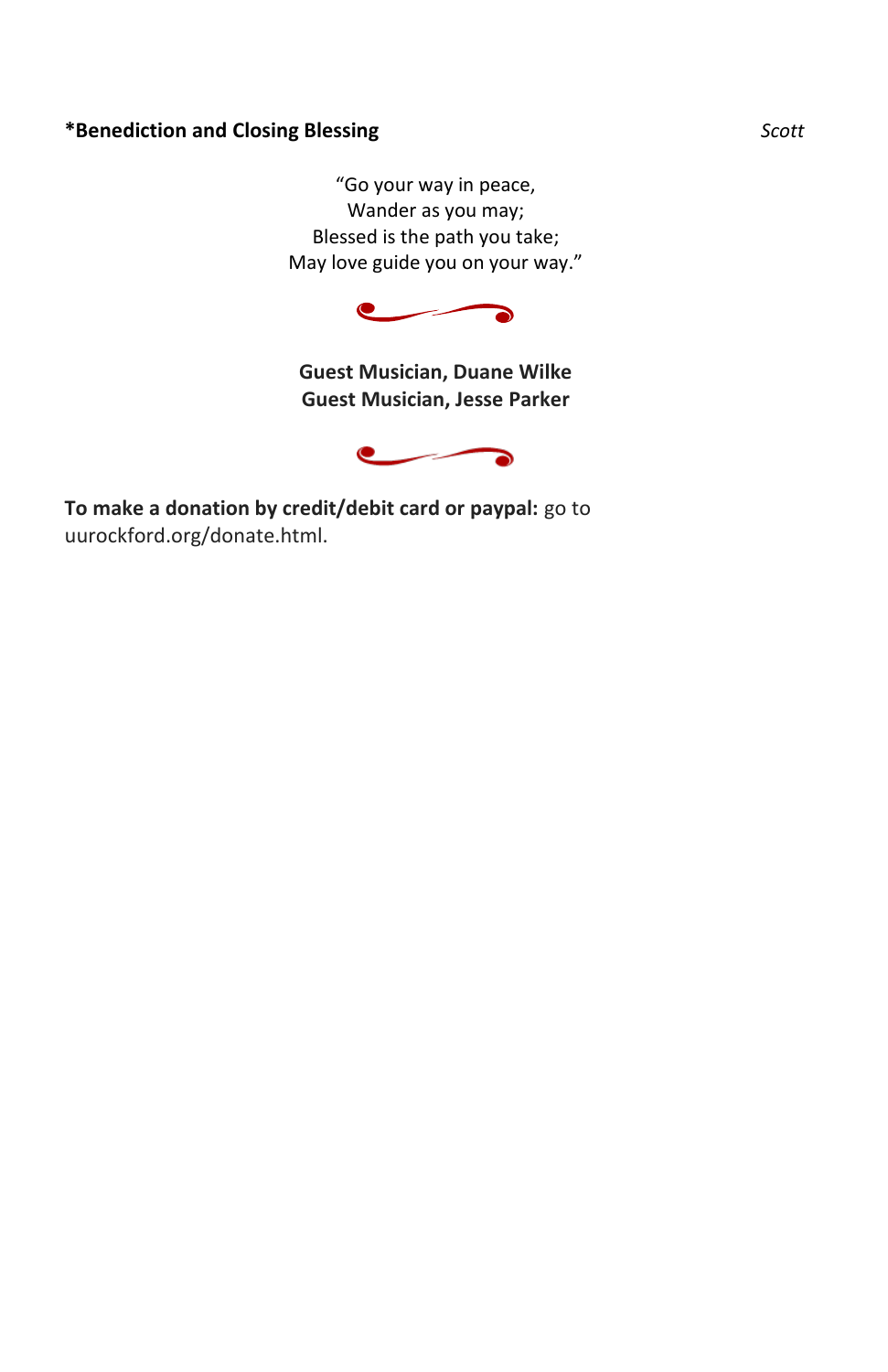**\*Benediction and Closing Blessing** *Scott*

"Go your way in peace,
Wander as you may;
Blessed is the path you take;
May love guide you on your way."

**Guest Musician, Duane Wilke**
**Guest Musician, Jesse Parker**

**To make a donation by credit/debit card or paypal:** go to uurockford.org/donate.html.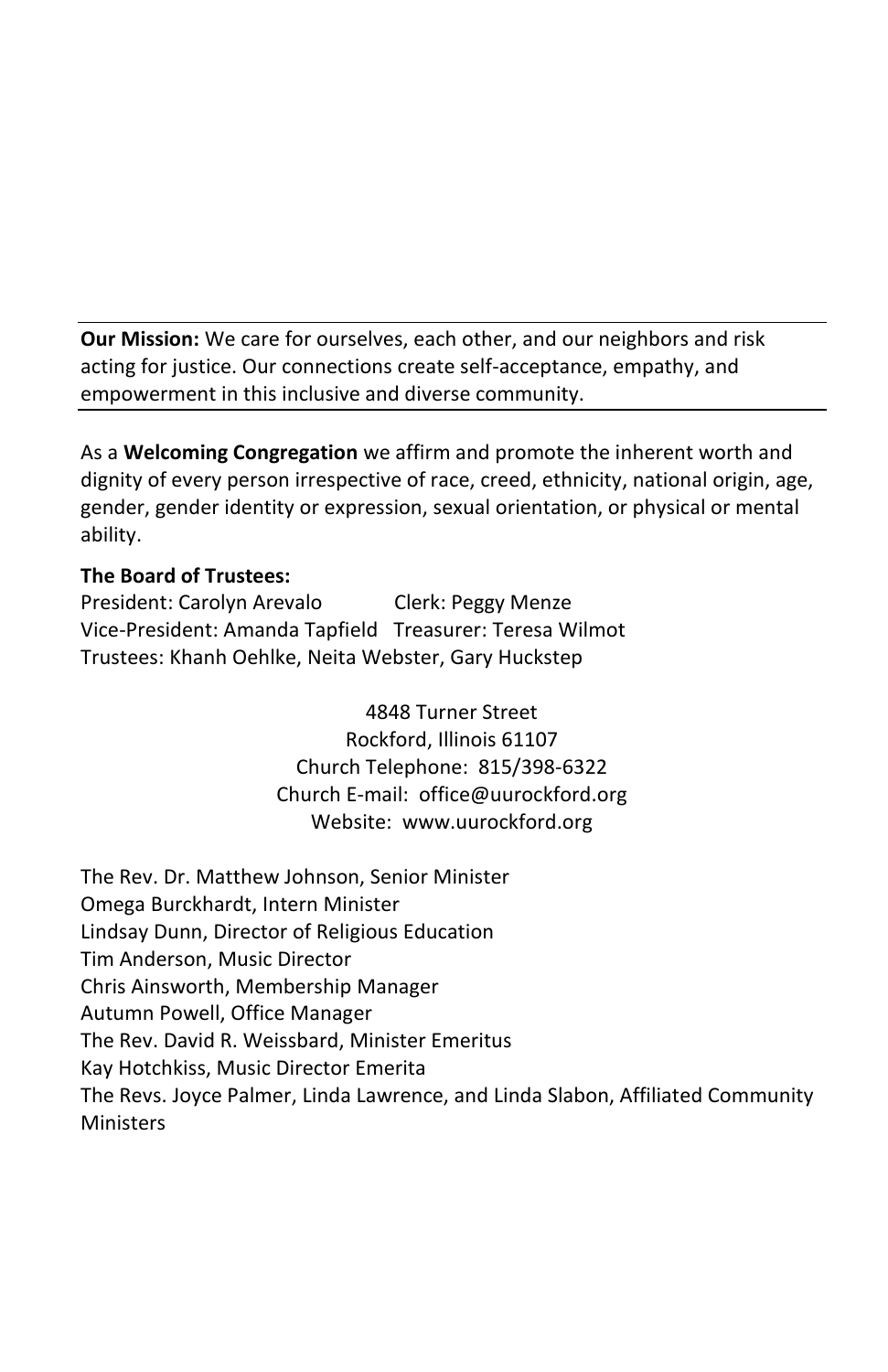---

**Our Mission:** We care for ourselves, each other, and our neighbors and risk acting for justice. Our connections create self-acceptance, empathy, and empowerment in this inclusive and diverse community.

---

As a **Welcoming Congregation** we affirm and promote the inherent worth and dignity of every person irrespective of race, creed, ethnicity, national origin, age, gender, gender identity or expression, sexual orientation, or physical or mental ability.

**The Board of Trustees:**

President: Carolyn Arevalo
Clerk: Peggy Menze
Vice-President: Amanda Tapfield
Treasurer: Teresa Wilmot
Trustees: Khanh Oehlke, Neita Webster, Gary Huckstep

4848 Turner Street
Rockford, Illinois 61107
Church Telephone: 815/398-6322
Church E-mail: office@uurockford.org
Website: www.uurockford.org

The Rev. Dr. Matthew Johnson, Senior Minister
Omega Burckhardt, Intern Minister
Lindsay Dunn, Director of Religious Education
Tim Anderson, Music Director
Chris Ainsworth, Membership Manager
Autumn Powell, Office Manager
The Rev. David R. Weissbard, Minister Emeritus
Kay Hotchkiss, Music Director Emerita
The Revs. Joyce Palmer, Linda Lawrence, and Linda Slabon, Affiliated Community Ministers